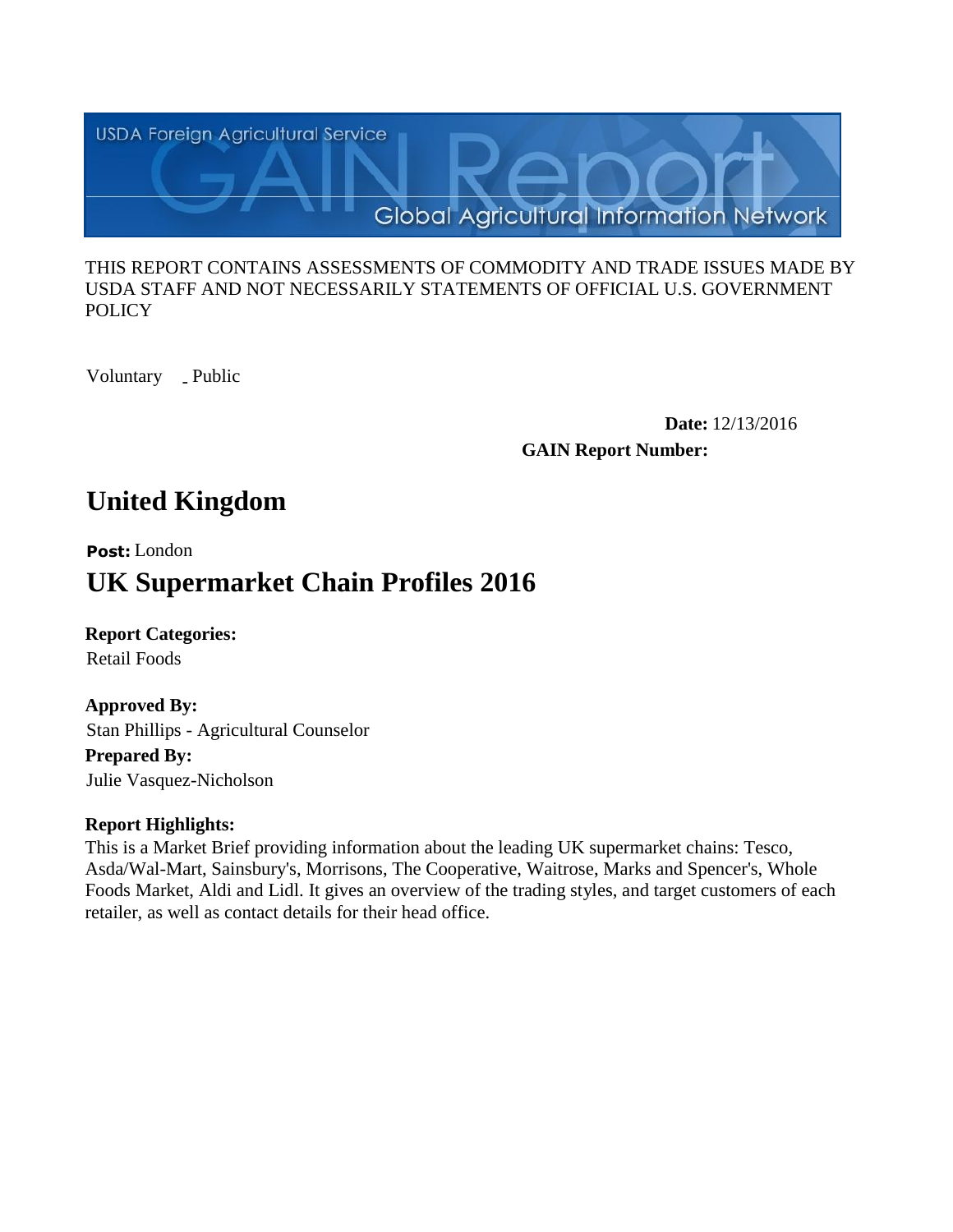USDA Foreign Agricultural Service

GAIN Report

Global Agricultural Information Network

THIS REPORT CONTAINS ASSESSMENTS OF COMMODITY AND TRADE ISSUES MADE BY USDA STAFF AND NOT NECESSARILY STATEMENTS OF OFFICIAL U.S. GOVERNMENT POLICY

Voluntary _ Public

**Date:** 12/13/2016

**GAIN Report Number:**

# United Kingdom

**Post:** London

# UK Supermarket Chain Profiles 2016

**Report Categories:**

Retail Foods

**Approved By:**

Stan Phillips - Agricultural Counselor

**Prepared By:**

Julie Vasquez-Nicholson

**Report Highlights:**

This is a Market Brief providing information about the leading UK supermarket chains: Tesco, Asda/Wal-Mart, Sainsbury's, Morrisons, The Cooperative, Waitrose, Marks and Spencer's, Whole Foods Market, Aldi and Lidl. It gives an overview of the trading styles, and target customers of each retailer, as well as contact details for their head office.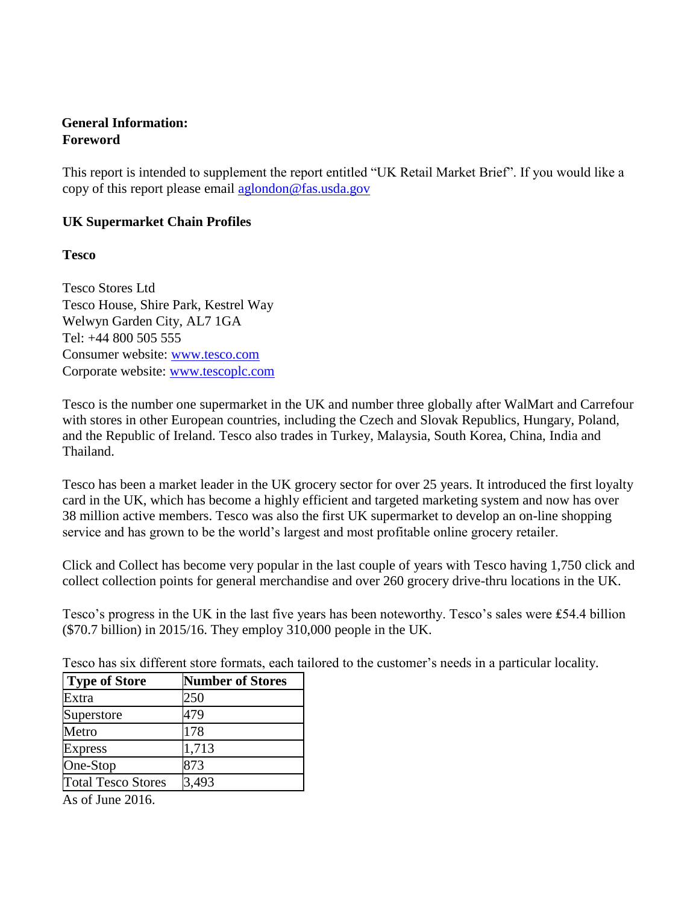**General Information:**
**Foreword**

This report is intended to supplement the report entitled "UK Retail Market Brief". If you would like a copy of this report please email aglondon@fas.usda.gov

**UK Supermarket Chain Profiles**

**Tesco**

Tesco Stores Ltd
Tesco House, Shire Park, Kestrel Way
Welwyn Garden City, AL7 1GA
Tel: +44 800 505 555
Consumer website: www.tesco.com
Corporate website: www.tescoplc.com

Tesco is the number one supermarket in the UK and number three globally after WalMart and Carrefour with stores in other European countries, including the Czech and Slovak Republics, Hungary, Poland, and the Republic of Ireland. Tesco also trades in Turkey, Malaysia, South Korea, China, India and Thailand.

Tesco has been a market leader in the UK grocery sector for over 25 years. It introduced the first loyalty card in the UK, which has become a highly efficient and targeted marketing system and now has over 38 million active members. Tesco was also the first UK supermarket to develop an on-line shopping service and has grown to be the world's largest and most profitable online grocery retailer.

Click and Collect has become very popular in the last couple of years with Tesco having 1,750 click and collect collection points for general merchandise and over 260 grocery drive-thru locations in the UK.

Tesco's progress in the UK in the last five years has been noteworthy. Tesco's sales were £54.4 billion ($70.7 billion) in 2015/16. They employ 310,000 people in the UK.

Tesco has six different store formats, each tailored to the customer's needs in a particular locality.

| Type of Store | Number of Stores |
|---|---|
| Extra | 250 |
| Superstore | 479 |
| Metro | 178 |
| Express | 1,713 |
| One-Stop | 873 |
| Total Tesco Stores | 3,493 |

As of June 2016.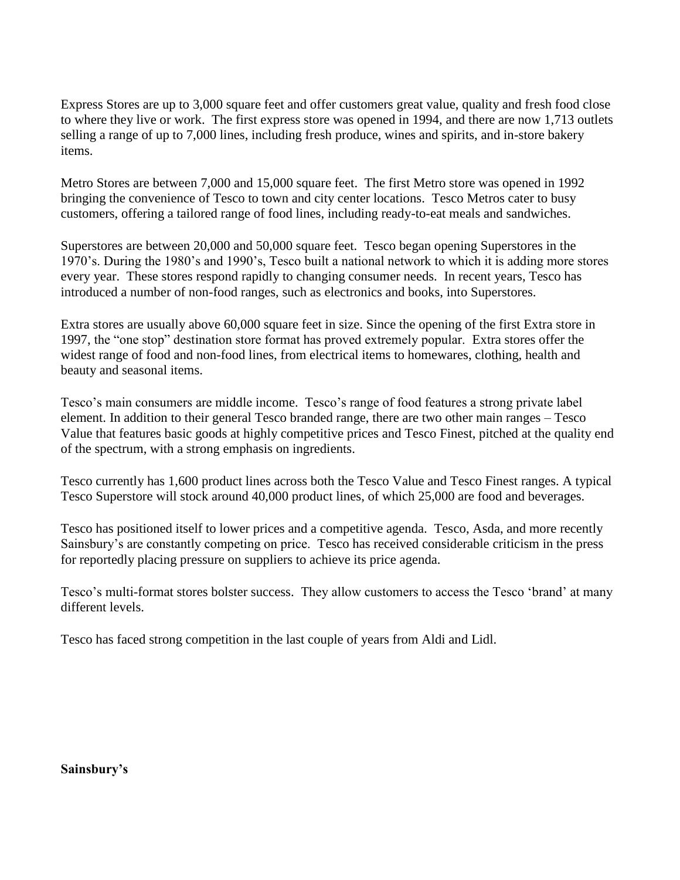Express Stores are up to 3,000 square feet and offer customers great value, quality and fresh food close to where they live or work. The first express store was opened in 1994, and there are now 1,713 outlets selling a range of up to 7,000 lines, including fresh produce, wines and spirits, and in-store bakery items.

Metro Stores are between 7,000 and 15,000 square feet. The first Metro store was opened in 1992 bringing the convenience of Tesco to town and city center locations. Tesco Metros cater to busy customers, offering a tailored range of food lines, including ready-to-eat meals and sandwiches.

Superstores are between 20,000 and 50,000 square feet. Tesco began opening Superstores in the 1970's. During the 1980's and 1990's, Tesco built a national network to which it is adding more stores every year. These stores respond rapidly to changing consumer needs. In recent years, Tesco has introduced a number of non-food ranges, such as electronics and books, into Superstores.

Extra stores are usually above 60,000 square feet in size. Since the opening of the first Extra store in 1997, the "one stop" destination store format has proved extremely popular. Extra stores offer the widest range of food and non-food lines, from electrical items to homewares, clothing, health and beauty and seasonal items.

Tesco's main consumers are middle income. Tesco's range of food features a strong private label element. In addition to their general Tesco branded range, there are two other main ranges – Tesco Value that features basic goods at highly competitive prices and Tesco Finest, pitched at the quality end of the spectrum, with a strong emphasis on ingredients.

Tesco currently has 1,600 product lines across both the Tesco Value and Tesco Finest ranges. A typical Tesco Superstore will stock around 40,000 product lines, of which 25,000 are food and beverages.

Tesco has positioned itself to lower prices and a competitive agenda. Tesco, Asda, and more recently Sainsbury's are constantly competing on price. Tesco has received considerable criticism in the press for reportedly placing pressure on suppliers to achieve its price agenda.

Tesco's multi-format stores bolster success. They allow customers to access the Tesco 'brand' at many different levels.

Tesco has faced strong competition in the last couple of years from Aldi and Lidl.

**Sainsbury's**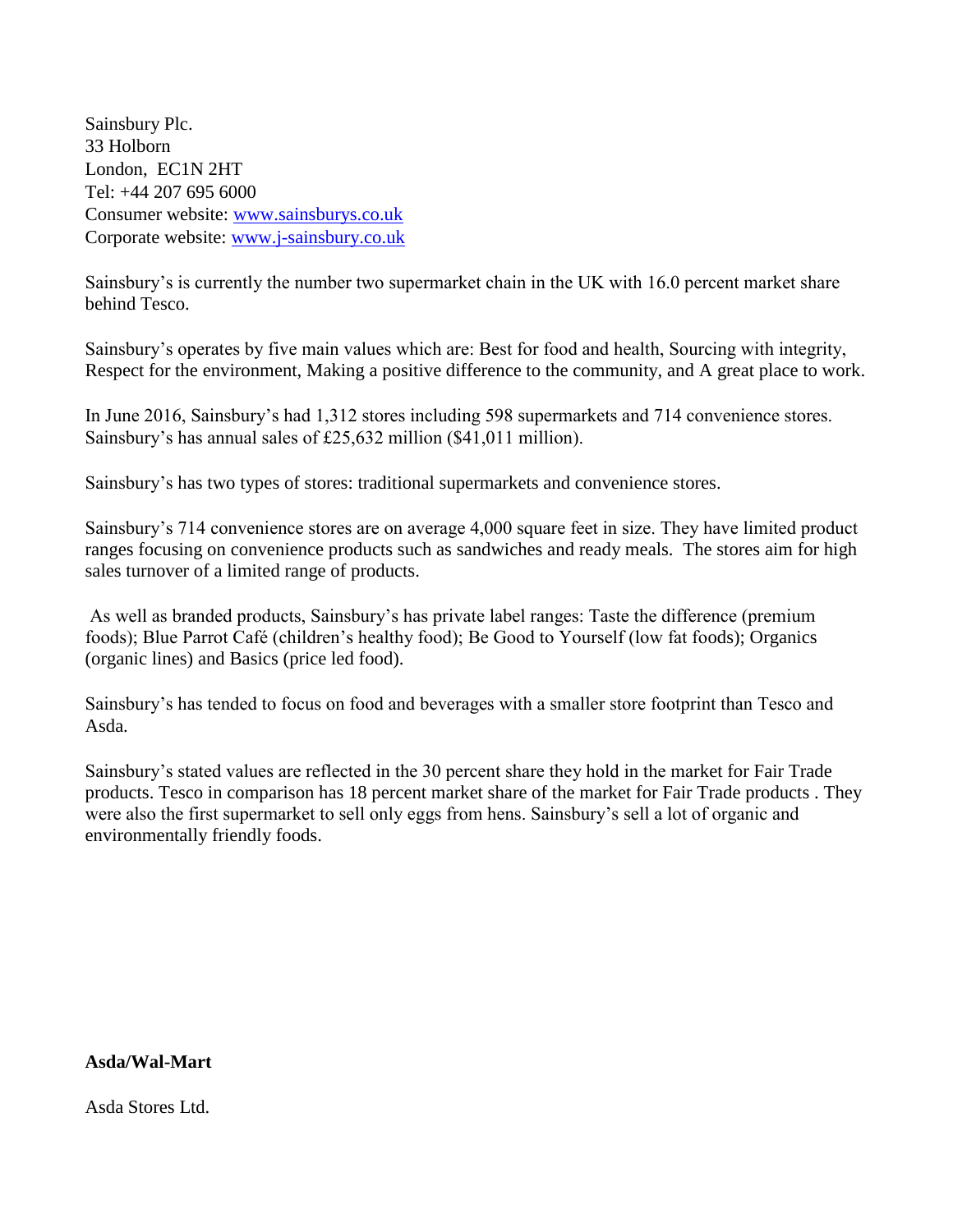Sainsbury Plc.
33 Holborn
London, EC1N 2HT
Tel: +44 207 695 6000
Consumer website: www.sainsburys.co.uk
Corporate website: www.j-sainsbury.co.uk

Sainsbury's is currently the number two supermarket chain in the UK with 16.0 percent market share behind Tesco.

Sainsbury's operates by five main values which are: Best for food and health, Sourcing with integrity, Respect for the environment, Making a positive difference to the community, and A great place to work.

In June 2016, Sainsbury's had 1,312 stores including 598 supermarkets and 714 convenience stores. Sainsbury's has annual sales of £25,632 million ($41,011 million).

Sainsbury's has two types of stores: traditional supermarkets and convenience stores.

Sainsbury's 714 convenience stores are on average 4,000 square feet in size. They have limited product ranges focusing on convenience products such as sandwiches and ready meals. The stores aim for high sales turnover of a limited range of products.

As well as branded products, Sainsbury's has private label ranges: Taste the difference (premium foods); Blue Parrot Café (children's healthy food); Be Good to Yourself (low fat foods); Organics (organic lines) and Basics (price led food).

Sainsbury's has tended to focus on food and beverages with a smaller store footprint than Tesco and Asda.

Sainsbury's stated values are reflected in the 30 percent share they hold in the market for Fair Trade products. Tesco in comparison has 18 percent market share of the market for Fair Trade products . They were also the first supermarket to sell only eggs from hens. Sainsbury's sell a lot of organic and environmentally friendly foods.

**Asda/Wal-Mart**

Asda Stores Ltd.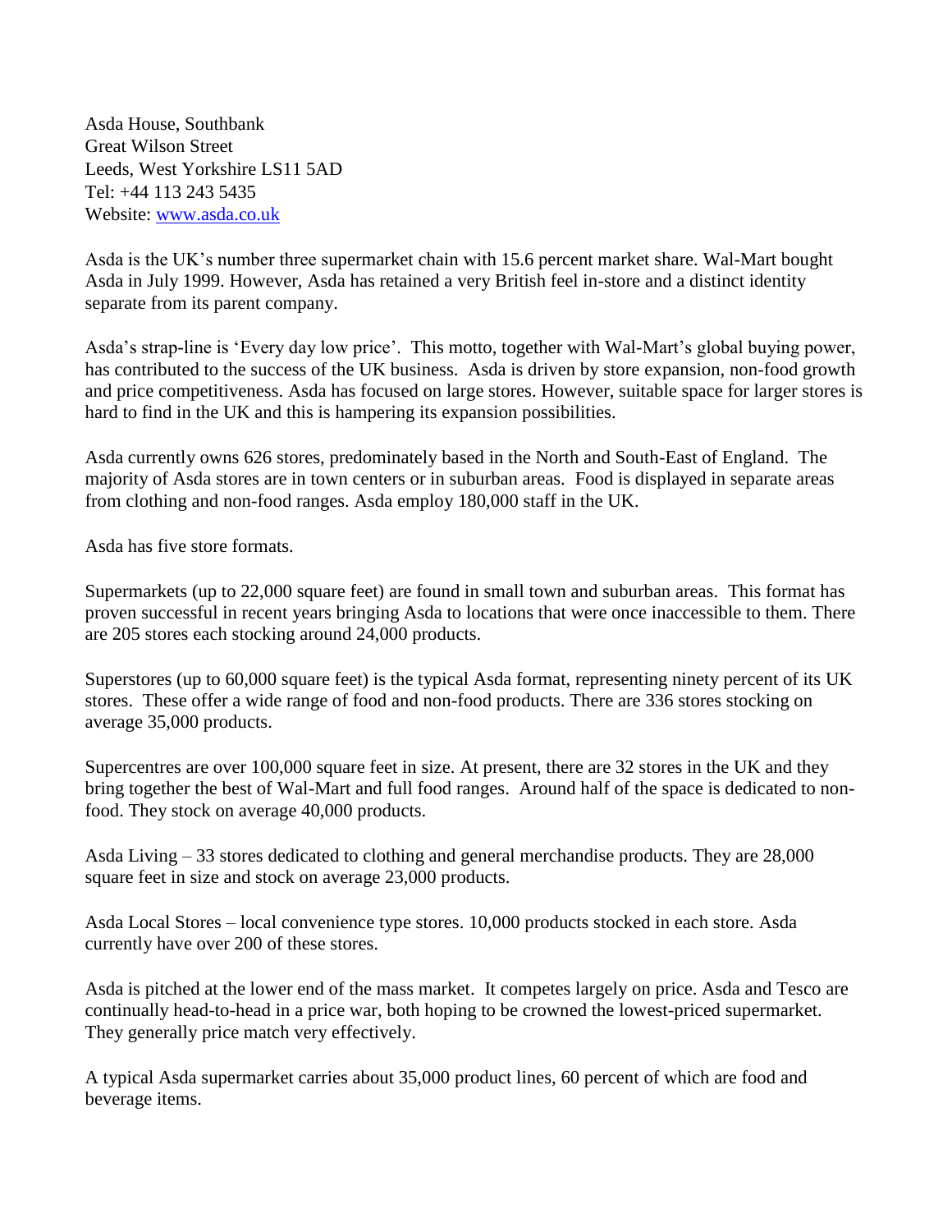Asda House, Southbank
Great Wilson Street
Leeds, West Yorkshire LS11 5AD
Tel: +44 113 243 5435
Website: [www.asda.co.uk](http://www.asda.co.uk)

Asda is the UK's number three supermarket chain with 15.6 percent market share. Wal-Mart bought Asda in July 1999. However, Asda has retained a very British feel in-store and a distinct identity separate from its parent company.

Asda's strap-line is 'Every day low price'. This motto, together with Wal-Mart's global buying power, has contributed to the success of the UK business. Asda is driven by store expansion, non-food growth and price competitiveness. Asda has focused on large stores. However, suitable space for larger stores is hard to find in the UK and this is hampering its expansion possibilities.

Asda currently owns 626 stores, predominately based in the North and South-East of England. The majority of Asda stores are in town centers or in suburban areas. Food is displayed in separate areas from clothing and non-food ranges. Asda employ 180,000 staff in the UK.

Asda has five store formats.

Supermarkets (up to 22,000 square feet) are found in small town and suburban areas. This format has proven successful in recent years bringing Asda to locations that were once inaccessible to them. There are 205 stores each stocking around 24,000 products.

Superstores (up to 60,000 square feet) is the typical Asda format, representing ninety percent of its UK stores. These offer a wide range of food and non-food products. There are 336 stores stocking on average 35,000 products.

Supercentres are over 100,000 square feet in size. At present, there are 32 stores in the UK and they bring together the best of Wal-Mart and full food ranges. Around half of the space is dedicated to non-food. They stock on average 40,000 products.

Asda Living – 33 stores dedicated to clothing and general merchandise products. They are 28,000 square feet in size and stock on average 23,000 products.

Asda Local Stores – local convenience type stores. 10,000 products stocked in each store. Asda currently have over 200 of these stores.

Asda is pitched at the lower end of the mass market. It competes largely on price. Asda and Tesco are continually head-to-head in a price war, both hoping to be crowned the lowest-priced supermarket. They generally price match very effectively.

A typical Asda supermarket carries about 35,000 product lines, 60 percent of which are food and beverage items.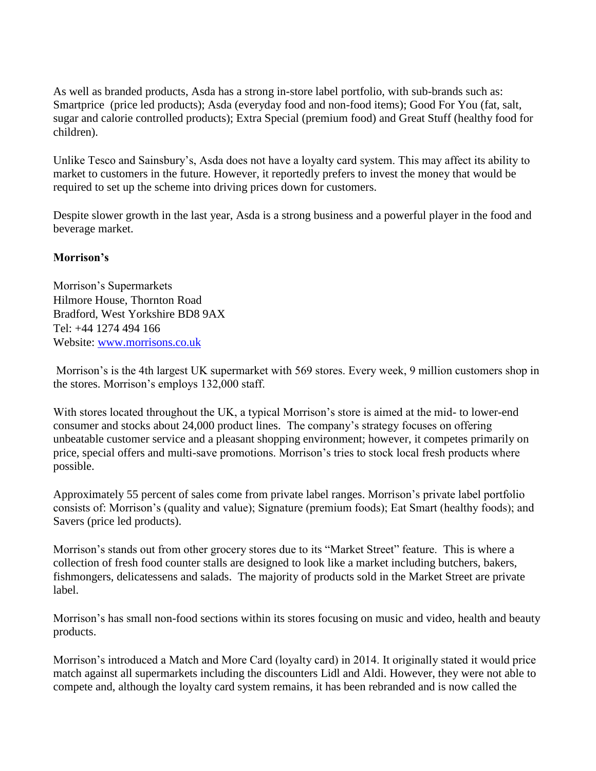As well as branded products, Asda has a strong in-store label portfolio, with sub-brands such as: Smartprice (price led products); Asda (everyday food and non-food items); Good For You (fat, salt, sugar and calorie controlled products); Extra Special (premium food) and Great Stuff (healthy food for children).

Unlike Tesco and Sainsbury's, Asda does not have a loyalty card system. This may affect its ability to market to customers in the future. However, it reportedly prefers to invest the money that would be required to set up the scheme into driving prices down for customers.

Despite slower growth in the last year, Asda is a strong business and a powerful player in the food and beverage market.

**Morrison's**

Morrison's Supermarkets
Hilmore House, Thornton Road
Bradford, West Yorkshire BD8 9AX
Tel: +44 1274 494 166
Website: [www.morrisons.co.uk](http://www.morrisons.co.uk)

Morrison's is the 4th largest UK supermarket with 569 stores. Every week, 9 million customers shop in the stores. Morrison's employs 132,000 staff.

With stores located throughout the UK, a typical Morrison's store is aimed at the mid- to lower-end consumer and stocks about 24,000 product lines. The company's strategy focuses on offering unbeatable customer service and a pleasant shopping environment; however, it competes primarily on price, special offers and multi-save promotions. Morrison's tries to stock local fresh products where possible.

Approximately 55 percent of sales come from private label ranges. Morrison's private label portfolio consists of: Morrison's (quality and value); Signature (premium foods); Eat Smart (healthy foods); and Savers (price led products).

Morrison's stands out from other grocery stores due to its "Market Street" feature. This is where a collection of fresh food counter stalls are designed to look like a market including butchers, bakers, fishmongers, delicatessens and salads. The majority of products sold in the Market Street are private label.

Morrison's has small non-food sections within its stores focusing on music and video, health and beauty products.

Morrison's introduced a Match and More Card (loyalty card) in 2014. It originally stated it would price match against all supermarkets including the discounters Lidl and Aldi. However, they were not able to compete and, although the loyalty card system remains, it has been rebranded and is now called the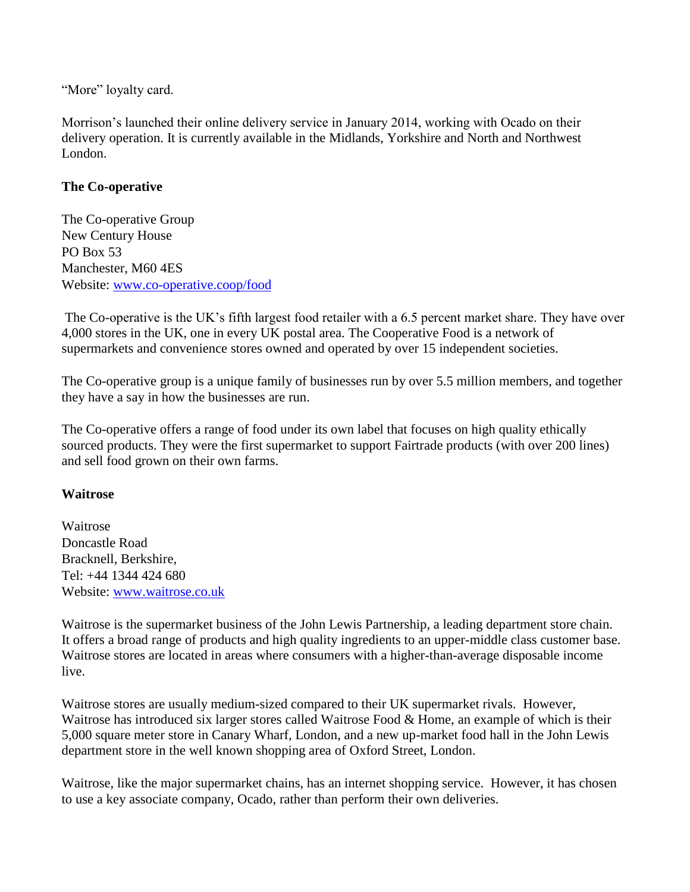"More" loyalty card.

Morrison's launched their online delivery service in January 2014, working with Ocado on their delivery operation. It is currently available in the Midlands, Yorkshire and North and Northwest London.

**The Co-operative**

The Co-operative Group
New Century House
PO Box 53
Manchester, M60 4ES
Website: [www.co-operative.coop/food](http://www.co-operative.coop/food)

The Co-operative is the UK's fifth largest food retailer with a 6.5 percent market share. They have over 4,000 stores in the UK, one in every UK postal area. The Cooperative Food is a network of supermarkets and convenience stores owned and operated by over 15 independent societies.

The Co-operative group is a unique family of businesses run by over 5.5 million members, and together they have a say in how the businesses are run.

The Co-operative offers a range of food under its own label that focuses on high quality ethically sourced products. They were the first supermarket to support Fairtrade products (with over 200 lines) and sell food grown on their own farms.

**Waitrose**

Waitrose
Doncastle Road
Bracknell, Berkshire,
Tel: +44 1344 424 680
Website: [www.waitrose.co.uk](http://www.waitrose.co.uk)

Waitrose is the supermarket business of the John Lewis Partnership, a leading department store chain. It offers a broad range of products and high quality ingredients to an upper-middle class customer base. Waitrose stores are located in areas where consumers with a higher-than-average disposable income live.

Waitrose stores are usually medium-sized compared to their UK supermarket rivals. However, Waitrose has introduced six larger stores called Waitrose Food & Home, an example of which is their 5,000 square meter store in Canary Wharf, London, and a new up-market food hall in the John Lewis department store in the well known shopping area of Oxford Street, London.

Waitrose, like the major supermarket chains, has an internet shopping service. However, it has chosen to use a key associate company, Ocado, rather than perform their own deliveries.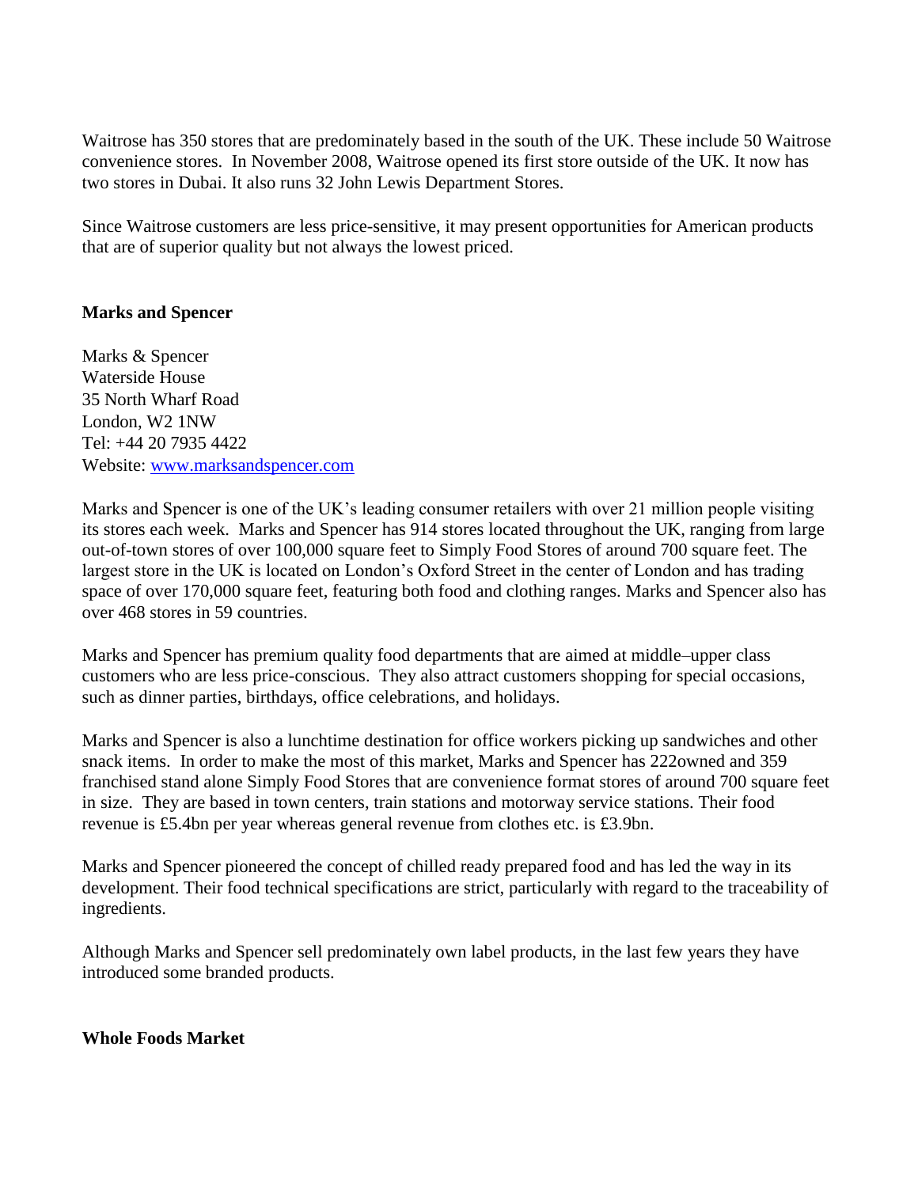Waitrose has 350 stores that are predominately based in the south of the UK. These include 50 Waitrose convenience stores. In November 2008, Waitrose opened its first store outside of the UK. It now has two stores in Dubai. It also runs 32 John Lewis Department Stores.

Since Waitrose customers are less price-sensitive, it may present opportunities for American products that are of superior quality but not always the lowest priced.

**Marks and Spencer**

Marks & Spencer
Waterside House
35 North Wharf Road
London, W2 1NW
Tel: +44 20 7935 4422
Website: www.marksandspencer.com

Marks and Spencer is one of the UK's leading consumer retailers with over 21 million people visiting its stores each week. Marks and Spencer has 914 stores located throughout the UK, ranging from large out-of-town stores of over 100,000 square feet to Simply Food Stores of around 700 square feet. The largest store in the UK is located on London's Oxford Street in the center of London and has trading space of over 170,000 square feet, featuring both food and clothing ranges. Marks and Spencer also has over 468 stores in 59 countries.

Marks and Spencer has premium quality food departments that are aimed at middle–upper class customers who are less price-conscious. They also attract customers shopping for special occasions, such as dinner parties, birthdays, office celebrations, and holidays.

Marks and Spencer is also a lunchtime destination for office workers picking up sandwiches and other snack items. In order to make the most of this market, Marks and Spencer has 222owned and 359 franchised stand alone Simply Food Stores that are convenience format stores of around 700 square feet in size. They are based in town centers, train stations and motorway service stations. Their food revenue is £5.4bn per year whereas general revenue from clothes etc. is £3.9bn.

Marks and Spencer pioneered the concept of chilled ready prepared food and has led the way in its development. Their food technical specifications are strict, particularly with regard to the traceability of ingredients.

Although Marks and Spencer sell predominately own label products, in the last few years they have introduced some branded products.

**Whole Foods Market**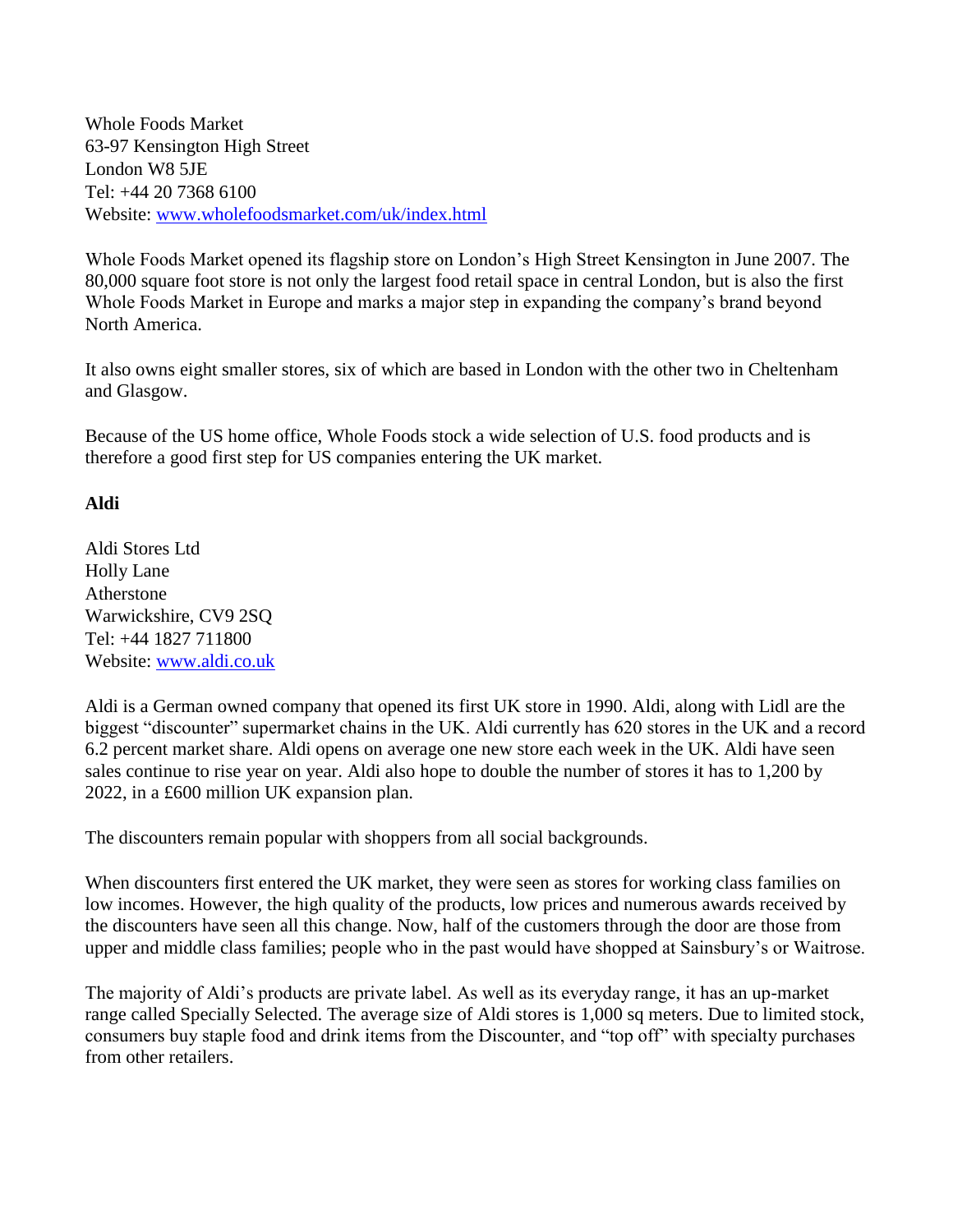Whole Foods Market
63-97 Kensington High Street
London W8 5JE
Tel: +44 20 7368 6100
Website: [www.wholefoodsmarket.com/uk/index.html](www.wholefoodsmarket.com/uk/index.html)

Whole Foods Market opened its flagship store on London's High Street Kensington in June 2007. The 80,000 square foot store is not only the largest food retail space in central London, but is also the first Whole Foods Market in Europe and marks a major step in expanding the company's brand beyond North America.

It also owns eight smaller stores, six of which are based in London with the other two in Cheltenham and Glasgow.

Because of the US home office, Whole Foods stock a wide selection of U.S. food products and is therefore a good first step for US companies entering the UK market.

**Aldi**

Aldi Stores Ltd
Holly Lane
Atherstone
Warwickshire, CV9 2SQ
Tel: +44 1827 711800
Website: [www.aldi.co.uk](www.aldi.co.uk)

Aldi is a German owned company that opened its first UK store in 1990. Aldi, along with Lidl are the biggest "discounter" supermarket chains in the UK. Aldi currently has 620 stores in the UK and a record 6.2 percent market share. Aldi opens on average one new store each week in the UK. Aldi have seen sales continue to rise year on year. Aldi also hope to double the number of stores it has to 1,200 by 2022, in a £600 million UK expansion plan.

The discounters remain popular with shoppers from all social backgrounds.

When discounters first entered the UK market, they were seen as stores for working class families on low incomes. However, the high quality of the products, low prices and numerous awards received by the discounters have seen all this change. Now, half of the customers through the door are those from upper and middle class families; people who in the past would have shopped at Sainsbury's or Waitrose.

The majority of Aldi's products are private label. As well as its everyday range, it has an up-market range called Specially Selected. The average size of Aldi stores is 1,000 sq meters. Due to limited stock, consumers buy staple food and drink items from the Discounter, and "top off" with specialty purchases from other retailers.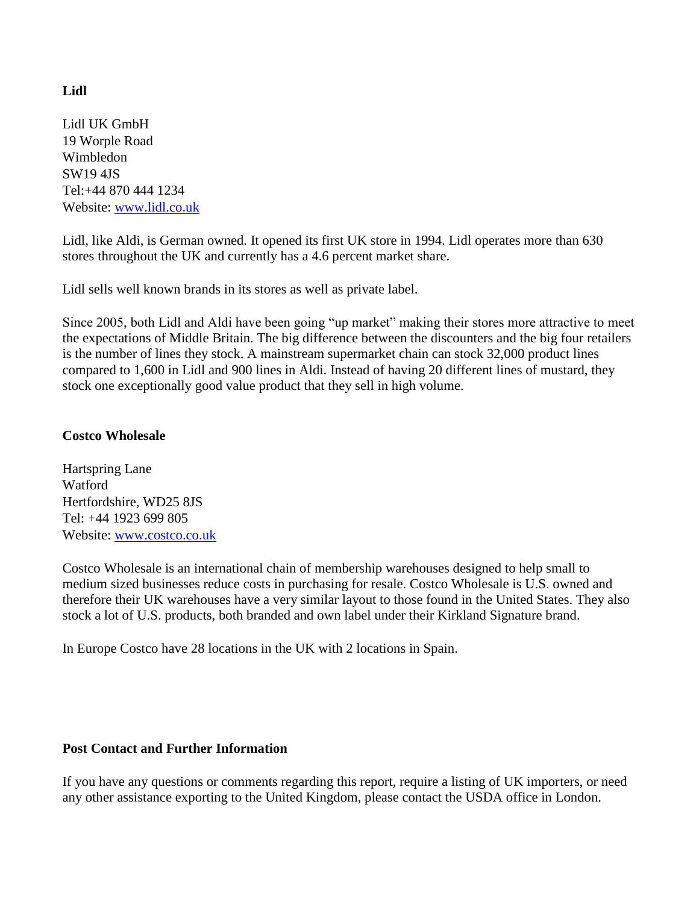**Lidl**

Lidl UK GmbH
19 Worple Road
Wimbledon
SW19 4JS
Tel:+44 870 444 1234
Website: [www.lidl.co.uk](http://www.lidl.co.uk)

Lidl, like Aldi, is German owned. It opened its first UK store in 1994. Lidl operates more than 630 stores throughout the UK and currently has a 4.6 percent market share.

Lidl sells well known brands in its stores as well as private label.

Since 2005, both Lidl and Aldi have been going "up market" making their stores more attractive to meet the expectations of Middle Britain. The big difference between the discounters and the big four retailers is the number of lines they stock. A mainstream supermarket chain can stock 32,000 product lines compared to 1,600 in Lidl and 900 lines in Aldi. Instead of having 20 different lines of mustard, they stock one exceptionally good value product that they sell in high volume.

**Costco Wholesale**

Hartspring Lane
Watford
Hertfordshire, WD25 8JS
Tel: +44 1923 699 805
Website: [www.costco.co.uk](http://www.costco.co.uk)

Costco Wholesale is an international chain of membership warehouses designed to help small to medium sized businesses reduce costs in purchasing for resale. Costco Wholesale is U.S. owned and therefore their UK warehouses have a very similar layout to those found in the United States. They also stock a lot of U.S. products, both branded and own label under their Kirkland Signature brand.

In Europe Costco have 28 locations in the UK with 2 locations in Spain.

**Post Contact and Further Information**

If you have any questions or comments regarding this report, require a listing of UK importers, or need any other assistance exporting to the United Kingdom, please contact the USDA office in London.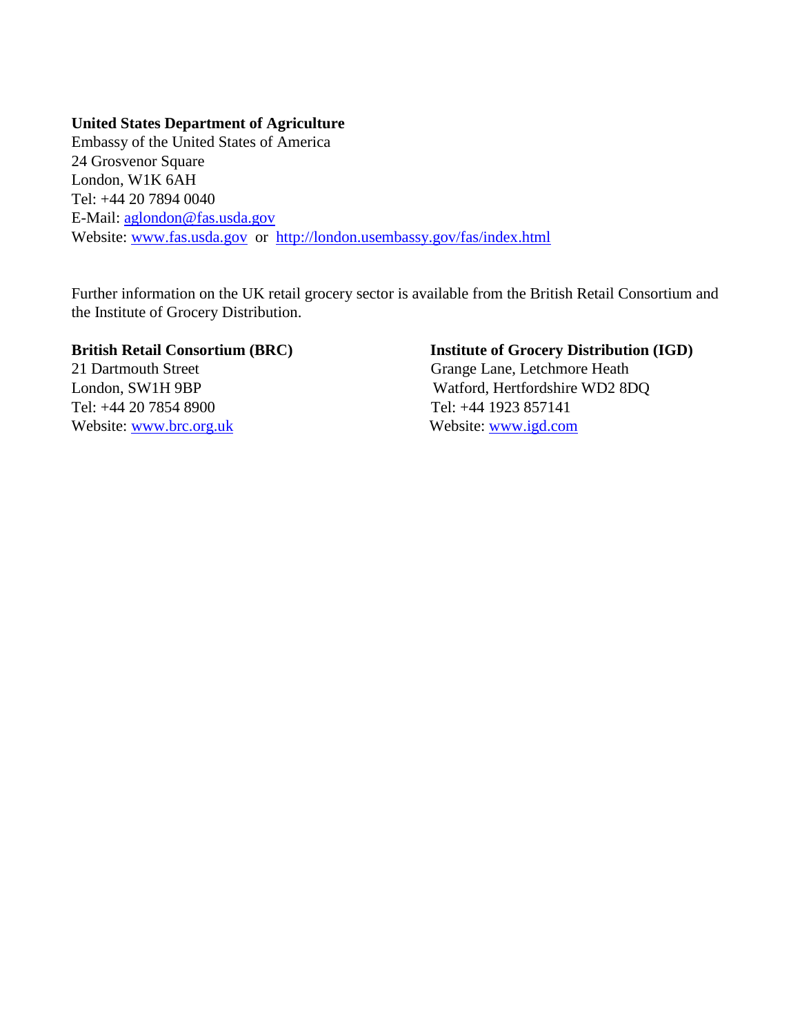**United States Department of Agriculture**
Embassy of the United States of America
24 Grosvenor Square
London, W1K 6AH
Tel: +44 20 7894 0040
E-Mail: aglondon@fas.usda.gov
Website: www.fas.usda.gov or http://london.usembassy.gov/fas/index.html

Further information on the UK retail grocery sector is available from the British Retail Consortium and the Institute of Grocery Distribution.

**British Retail Consortium (BRC)**
21 Dartmouth Street
London, SW1H 9BP
Tel: +44 20 7854 8900
Website: www.brc.org.uk

**Institute of Grocery Distribution (IGD)**
Grange Lane, Letchmore Heath
Watford, Hertfordshire WD2 8DQ
Tel: +44 1923 857141
Website: www.igd.com